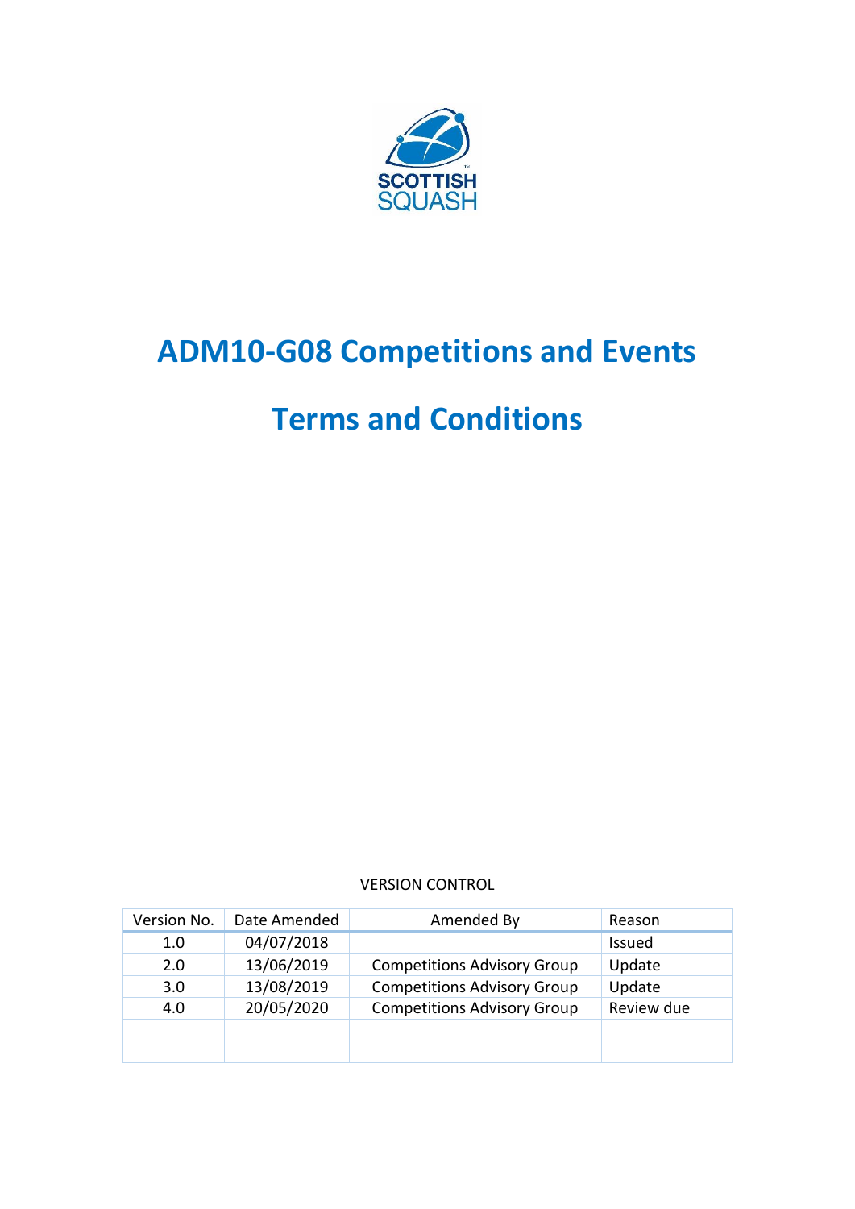SCOTTISH
SQUASH

# ADM10-G08 Competitions and Events

# Terms and Conditions

VERSION CONTROL

| Version No. | Date Amended | Amended By | Reason |
|---|---|---|---|
| 1.0 | 04/07/2018 | | Issued |
| 2.0 | 13/06/2019 | Competitions Advisory Group | Update |
| 3.0 | 13/08/2019 | Competitions Advisory Group | Update |
| 4.0 | 20/05/2020 | Competitions Advisory Group | Review due |
| | | | |
| | | | |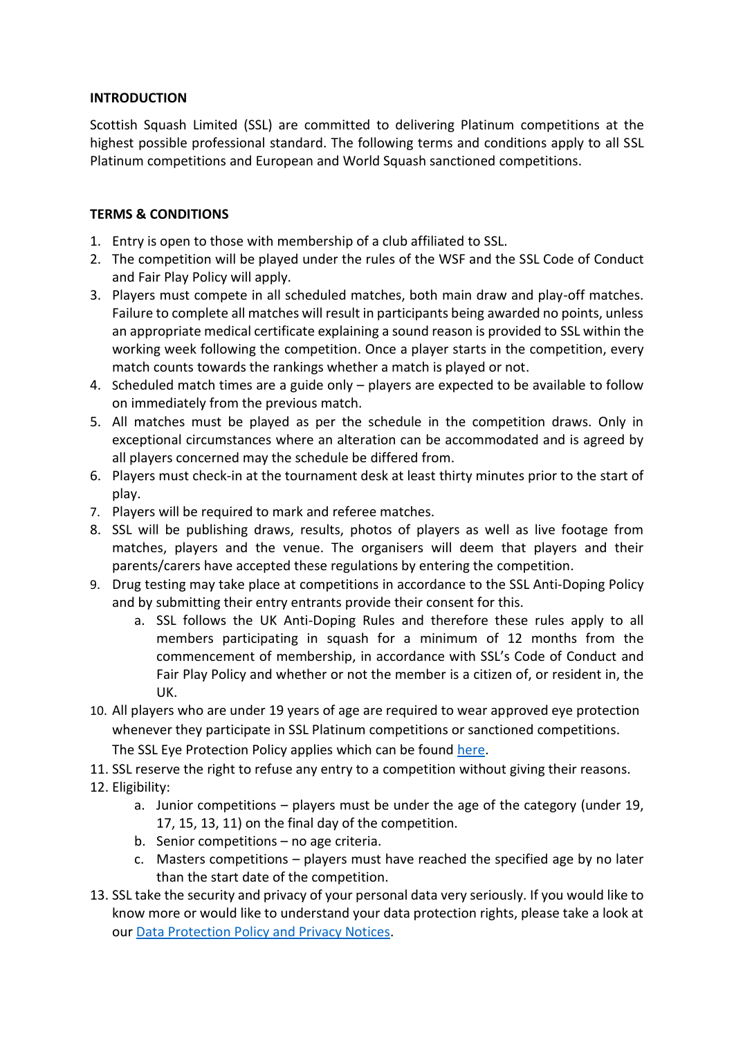**INTRODUCTION**

Scottish Squash Limited (SSL) are committed to delivering Platinum competitions at the highest possible professional standard. The following terms and conditions apply to all SSL Platinum competitions and European and World Squash sanctioned competitions.

**TERMS & CONDITIONS**

1. Entry is open to those with membership of a club affiliated to SSL.
2. The competition will be played under the rules of the WSF and the SSL Code of Conduct and Fair Play Policy will apply.
3. Players must compete in all scheduled matches, both main draw and play-off matches. Failure to complete all matches will result in participants being awarded no points, unless an appropriate medical certificate explaining a sound reason is provided to SSL within the working week following the competition. Once a player starts in the competition, every match counts towards the rankings whether a match is played or not.
4. Scheduled match times are a guide only – players are expected to be available to follow on immediately from the previous match.
5. All matches must be played as per the schedule in the competition draws. Only in exceptional circumstances where an alteration can be accommodated and is agreed by all players concerned may the schedule be differed from.
6. Players must check-in at the tournament desk at least thirty minutes prior to the start of play.
7. Players will be required to mark and referee matches.
8. SSL will be publishing draws, results, photos of players as well as live footage from matches, players and the venue. The organisers will deem that players and their parents/carers have accepted these regulations by entering the competition.
9. Drug testing may take place at competitions in accordance to the SSL Anti-Doping Policy and by submitting their entry entrants provide their consent for this.
    a. SSL follows the UK Anti-Doping Rules and therefore these rules apply to all members participating in squash for a minimum of 12 months from the commencement of membership, in accordance with SSL's Code of Conduct and Fair Play Policy and whether or not the member is a citizen of, or resident in, the UK.
10. All players who are under 19 years of age are required to wear approved eye protection whenever they participate in SSL Platinum competitions or sanctioned competitions. The SSL Eye Protection Policy applies which can be found here.
11. SSL reserve the right to refuse any entry to a competition without giving their reasons.
12. Eligibility:
    a. Junior competitions – players must be under the age of the category (under 19, 17, 15, 13, 11) on the final day of the competition.
    b. Senior competitions – no age criteria.
    c. Masters competitions – players must have reached the specified age by no later than the start date of the competition.
13. SSL take the security and privacy of your personal data very seriously. If you would like to know more or would like to understand your data protection rights, please take a look at our Data Protection Policy and Privacy Notices.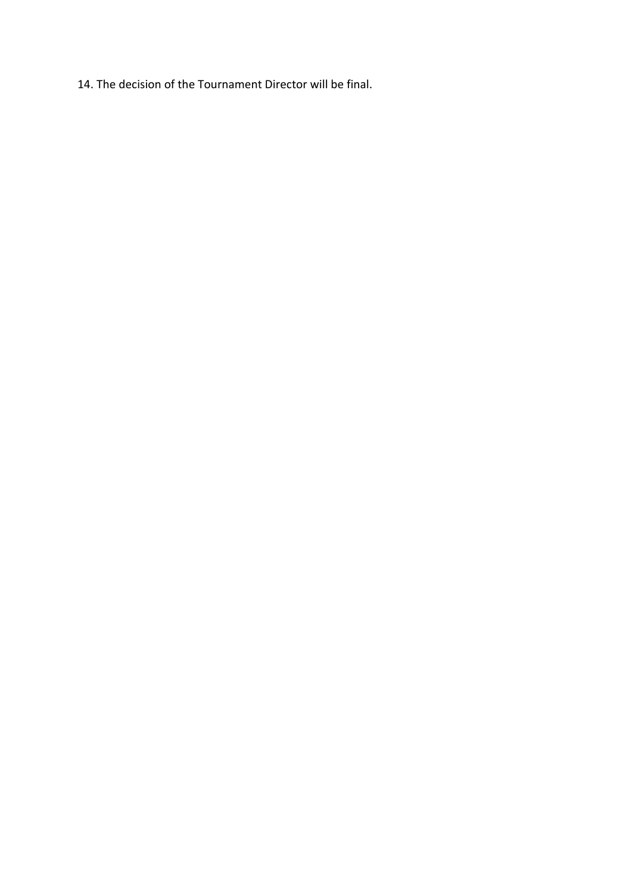14. The decision of the Tournament Director will be final.